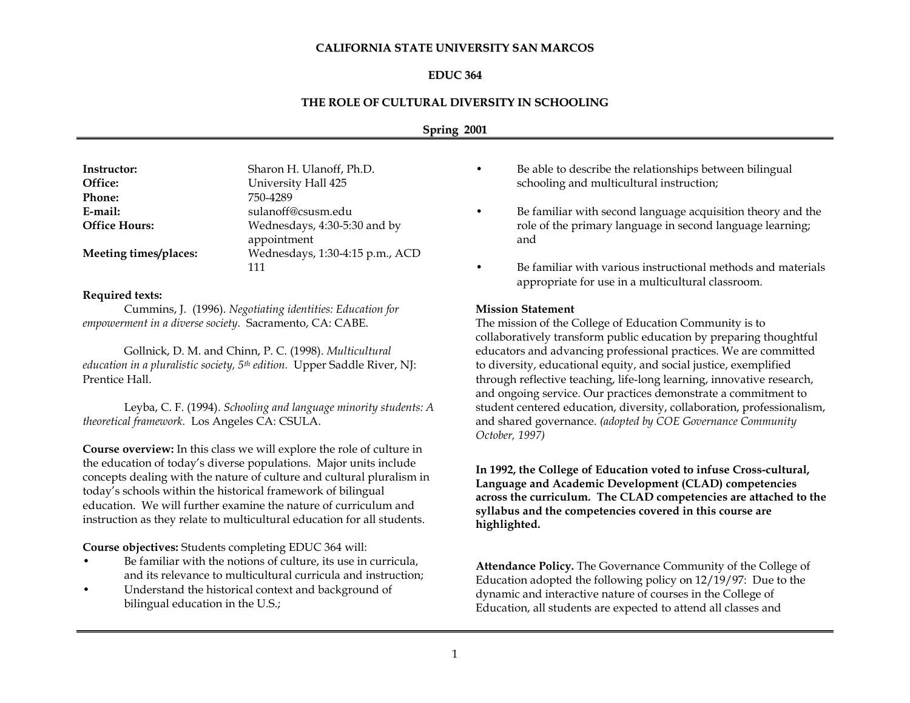# CALIFORNIA STATE UNIVERSITY SAN MARCOS

## EDUC 364

## THE ROLE OF CULTURAL DIVERSITY IN SCHOOLING

**Spring 2001**

| | |
|---|---|
| **Instructor:** | Sharon H. Ulanoff, Ph.D. |
| **Office:** | University Hall 425 |
| **Phone:** | 750-4289 |
| **E-mail:** | sulanoff@csusm.edu |
| **Office Hours:** | Wednesdays, 4:30-5:30 and by appointment |
| **Meeting times/places:** | Wednesdays, 1:30-4:15 p.m., ACD 111 |

**Required texts:**

Cummins, J. (1996). *Negotiating identities: Education for empowerment in a diverse society.* Sacramento, CA: CABE.

Gollnick, D. M. and Chinn, P. C. (1998). *Multicultural education in a pluralistic society, 5th edition.* Upper Saddle River, NJ: Prentice Hall.

Leyba, C. F. (1994). *Schooling and language minority students: A theoretical framework.* Los Angeles CA: CSULA.

**Course overview:** In this class we will explore the role of culture in the education of today's diverse populations. Major units include concepts dealing with the nature of culture and cultural pluralism in today's schools within the historical framework of bilingual education. We will further examine the nature of curriculum and instruction as they relate to multicultural education for all students.

**Course objectives:** Students completing EDUC 364 will:

- Be familiar with the notions of culture, its use in curricula, and its relevance to multicultural curricula and instruction;
- Understand the historical context and background of bilingual education in the U.S.;
- Be able to describe the relationships between bilingual schooling and multicultural instruction;
- Be familiar with second language acquisition theory and the role of the primary language in second language learning; and
- Be familiar with various instructional methods and materials appropriate for use in a multicultural classroom.

**Mission Statement**

The mission of the College of Education Community is to collaboratively transform public education by preparing thoughtful educators and advancing professional practices. We are committed to diversity, educational equity, and social justice, exemplified through reflective teaching, life-long learning, innovative research, and ongoing service. Our practices demonstrate a commitment to student centered education, diversity, collaboration, professionalism, and shared governance. *(adopted by COE Governance Community October, 1997)*

**In 1992, the College of Education voted to infuse Cross-cultural, Language and Academic Development (CLAD) competencies across the curriculum. The CLAD competencies are attached to the syllabus and the competencies covered in this course are highlighted.**

**Attendance Policy.** The Governance Community of the College of Education adopted the following policy on 12/19/97: Due to the dynamic and interactive nature of courses in the College of Education, all students are expected to attend all classes and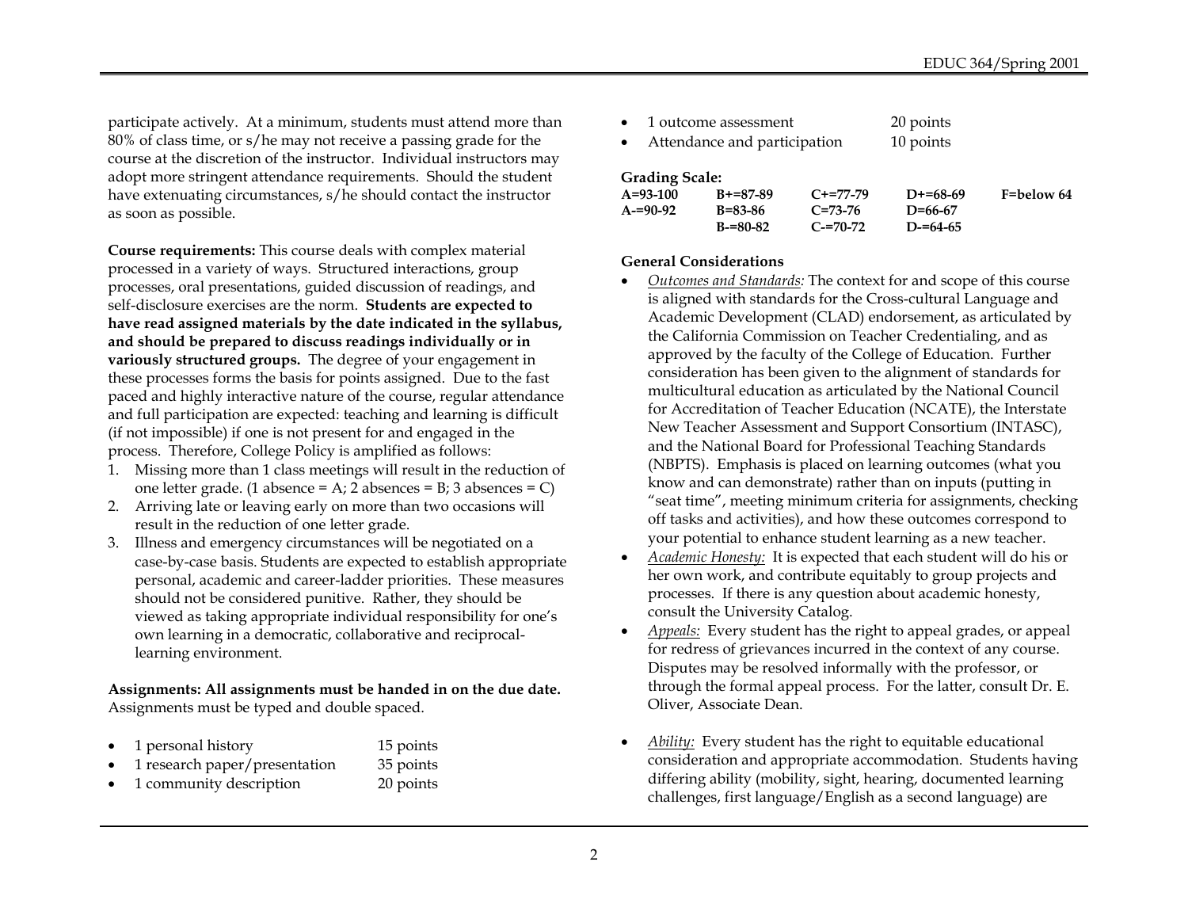participate actively. At a minimum, students must attend more than 80% of class time, or s/he may not receive a passing grade for the course at the discretion of the instructor. Individual instructors may adopt more stringent attendance requirements. Should the student have extenuating circumstances, s/he should contact the instructor as soon as possible.

**Course requirements:** This course deals with complex material processed in a variety of ways. Structured interactions, group processes, oral presentations, guided discussion of readings, and self-disclosure exercises are the norm. **Students are expected to have read assigned materials by the date indicated in the syllabus, and should be prepared to discuss readings individually or in variously structured groups.** The degree of your engagement in these processes forms the basis for points assigned. Due to the fast paced and highly interactive nature of the course, regular attendance and full participation are expected: teaching and learning is difficult (if not impossible) if one is not present for and engaged in the process. Therefore, College Policy is amplified as follows:

1. Missing more than 1 class meetings will result in the reduction of one letter grade. (1 absence = A; 2 absences = B; 3 absences = C)
2. Arriving late or leaving early on more than two occasions will result in the reduction of one letter grade.
3. Illness and emergency circumstances will be negotiated on a case-by-case basis. Students are expected to establish appropriate personal, academic and career-ladder priorities. These measures should not be considered punitive. Rather, they should be viewed as taking appropriate individual responsibility for one's own learning in a democratic, collaborative and reciprocal-learning environment.

**Assignments: All assignments must be handed in on the due date.** Assignments must be typed and double spaced.

- 1 personal history 15 points
- 1 research paper/presentation 35 points
- 1 community description 20 points
- 1 outcome assessment 20 points
- Attendance and participation 10 points

**Grading Scale:**

| | | | | |
|---|---|---|---|---|
| **A=93-100** | **B+=87-89** | **C+=77-79** | **D+=68-69** | **F=below 64** |
| **A-=90-92** | **B=83-86** | **C=73-76** | **D=66-67** | |
| | **B-=80-82** | **C-=70-72** | **D-=64-65** | |

**General Considerations**

- *Outcomes and Standards:* The context for and scope of this course is aligned with standards for the Cross-cultural Language and Academic Development (CLAD) endorsement, as articulated by the California Commission on Teacher Credentialing, and as approved by the faculty of the College of Education. Further consideration has been given to the alignment of standards for multicultural education as articulated by the National Council for Accreditation of Teacher Education (NCATE), the Interstate New Teacher Assessment and Support Consortium (INTASC), and the National Board for Professional Teaching Standards (NBPTS). Emphasis is placed on learning outcomes (what you know and can demonstrate) rather than on inputs (putting in "seat time", meeting minimum criteria for assignments, checking off tasks and activities), and how these outcomes correspond to your potential to enhance student learning as a new teacher.
- *Academic Honesty:* It is expected that each student will do his or her own work, and contribute equitably to group projects and processes. If there is any question about academic honesty, consult the University Catalog.
- *Appeals:* Every student has the right to appeal grades, or appeal for redress of grievances incurred in the context of any course. Disputes may be resolved informally with the professor, or through the formal appeal process. For the latter, consult Dr. E. Oliver, Associate Dean.
- *Ability:* Every student has the right to equitable educational consideration and appropriate accommodation. Students having differing ability (mobility, sight, hearing, documented learning challenges, first language/English as a second language) are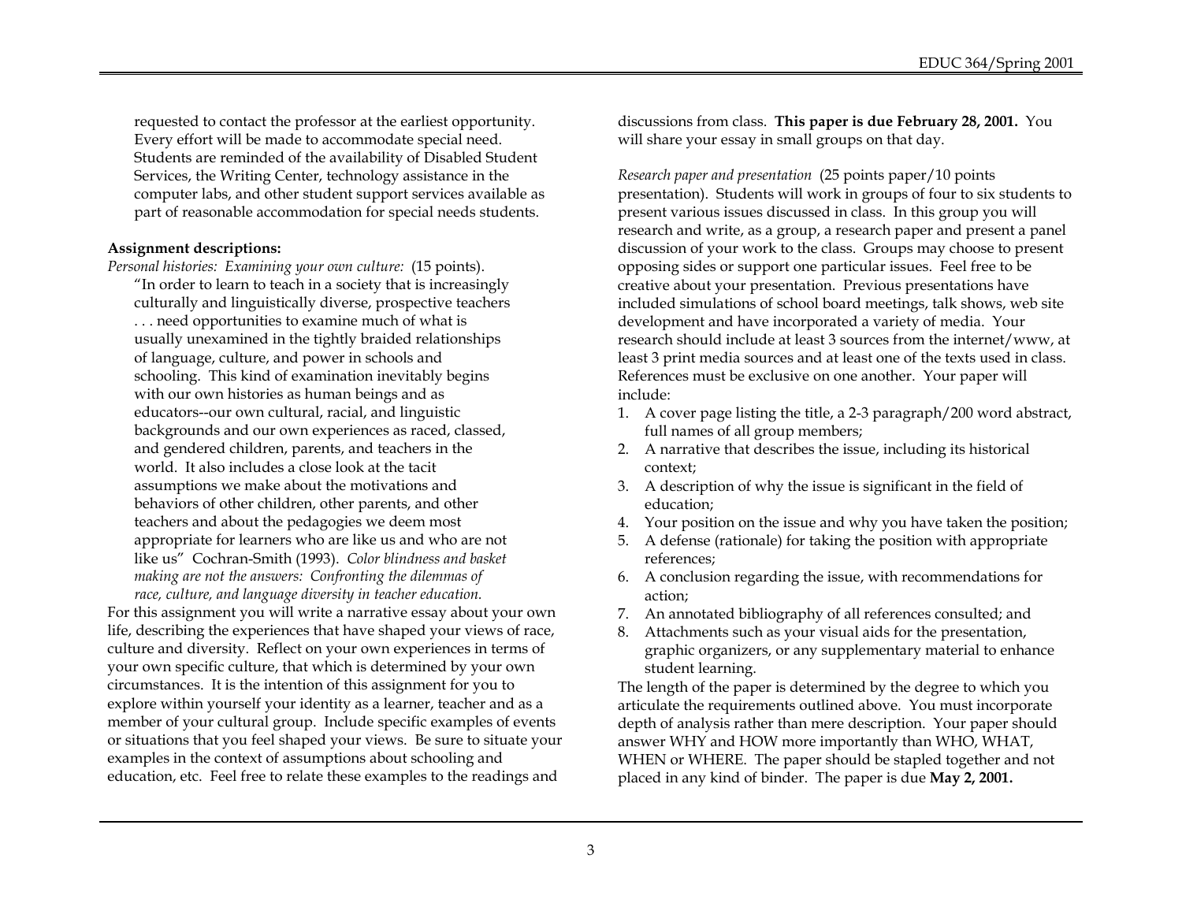requested to contact the professor at the earliest opportunity. Every effort will be made to accommodate special need. Students are reminded of the availability of Disabled Student Services, the Writing Center, technology assistance in the computer labs, and other student support services available as part of reasonable accommodation for special needs students.

**Assignment descriptions:**

*Personal histories: Examining your own culture:* (15 points).

> "In order to learn to teach in a society that is increasingly culturally and linguistically diverse, prospective teachers . . . need opportunities to examine much of what is usually unexamined in the tightly braided relationships of language, culture, and power in schools and schooling. This kind of examination inevitably begins with our own histories as human beings and as educators--our own cultural, racial, and linguistic backgrounds and our own experiences as raced, classed, and gendered children, parents, and teachers in the world. It also includes a close look at the tacit assumptions we make about the motivations and behaviors of other children, other parents, and other teachers and about the pedagogies we deem most appropriate for learners who are like us and who are not like us" Cochran-Smith (1993). *Color blindness and basket making are not the answers: Confronting the dilemmas of race, culture, and language diversity in teacher education.*

For this assignment you will write a narrative essay about your own life, describing the experiences that have shaped your views of race, culture and diversity. Reflect on your own experiences in terms of your own specific culture, that which is determined by your own circumstances. It is the intention of this assignment for you to explore within yourself your identity as a learner, teacher and as a member of your cultural group. Include specific examples of events or situations that you feel shaped your views. Be sure to situate your examples in the context of assumptions about schooling and education, etc. Feel free to relate these examples to the readings and discussions from class. **This paper is due February 28, 2001.** You will share your essay in small groups on that day.

*Research paper and presentation* (25 points paper/10 points presentation). Students will work in groups of four to six students to present various issues discussed in class. In this group you will research and write, as a group, a research paper and present a panel discussion of your work to the class. Groups may choose to present opposing sides or support one particular issues. Feel free to be creative about your presentation. Previous presentations have included simulations of school board meetings, talk shows, web site development and have incorporated a variety of media. Your research should include at least 3 sources from the internet/www, at least 3 print media sources and at least one of the texts used in class. References must be exclusive on one another. Your paper will include:

1. A cover page listing the title, a 2-3 paragraph/200 word abstract, full names of all group members;
2. A narrative that describes the issue, including its historical context;
3. A description of why the issue is significant in the field of education;
4. Your position on the issue and why you have taken the position;
5. A defense (rationale) for taking the position with appropriate references;
6. A conclusion regarding the issue, with recommendations for action;
7. An annotated bibliography of all references consulted; and
8. Attachments such as your visual aids for the presentation, graphic organizers, or any supplementary material to enhance student learning.

The length of the paper is determined by the degree to which you articulate the requirements outlined above. You must incorporate depth of analysis rather than mere description. Your paper should answer WHY and HOW more importantly than WHO, WHAT, WHEN or WHERE. The paper should be stapled together and not placed in any kind of binder. The paper is due **May 2, 2001.**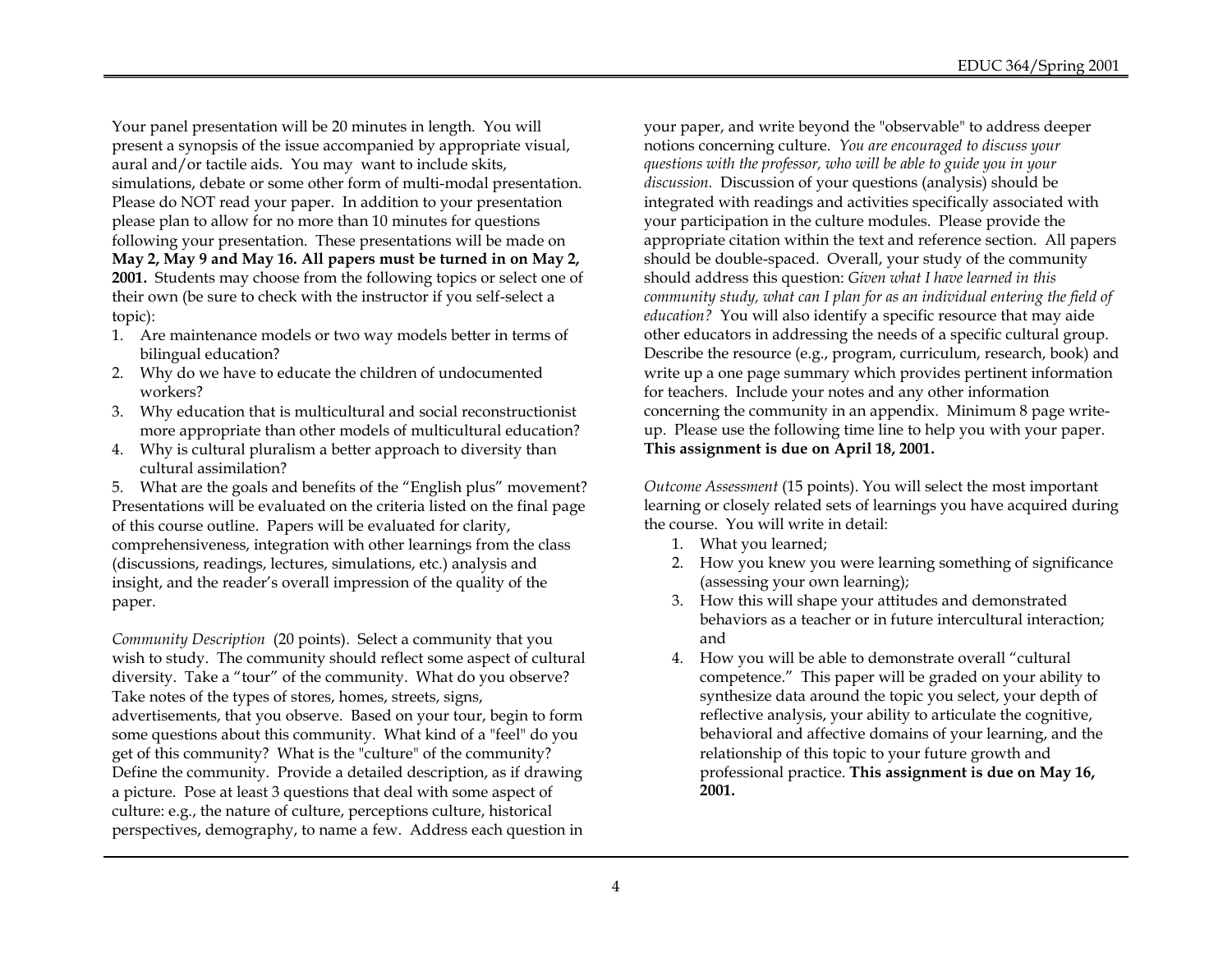Your panel presentation will be 20 minutes in length. You will present a synopsis of the issue accompanied by appropriate visual, aural and/or tactile aids. You may want to include skits, simulations, debate or some other form of multi-modal presentation. Please do NOT read your paper. In addition to your presentation please plan to allow for no more than 10 minutes for questions following your presentation. These presentations will be made on **May 2, May 9 and May 16. All papers must be turned in on May 2, 2001.** Students may choose from the following topics or select one of their own (be sure to check with the instructor if you self-select a topic):

1. Are maintenance models or two way models better in terms of bilingual education?
2. Why do we have to educate the children of undocumented workers?
3. Why education that is multicultural and social reconstructionist more appropriate than other models of multicultural education?
4. Why is cultural pluralism a better approach to diversity than cultural assimilation?
5. What are the goals and benefits of the “English plus” movement?

Presentations will be evaluated on the criteria listed on the final page of this course outline. Papers will be evaluated for clarity, comprehensiveness, integration with other learnings from the class (discussions, readings, lectures, simulations, etc.) analysis and insight, and the reader’s overall impression of the quality of the paper.

*Community Description* (20 points). Select a community that you wish to study. The community should reflect some aspect of cultural diversity. Take a “tour” of the community. What do you observe? Take notes of the types of stores, homes, streets, signs, advertisements, that you observe. Based on your tour, begin to form some questions about this community. What kind of a "feel" do you get of this community? What is the "culture" of the community? Define the community. Provide a detailed description, as if drawing a picture. Pose at least 3 questions that deal with some aspect of culture: e.g., the nature of culture, perceptions culture, historical perspectives, demography, to name a few. Address each question in your paper, and write beyond the "observable" to address deeper notions concerning culture. *You are encouraged to discuss your questions with the professor, who will be able to guide you in your discussion.* Discussion of your questions (analysis) should be integrated with readings and activities specifically associated with your participation in the culture modules. Please provide the appropriate citation within the text and reference section. All papers should be double-spaced. Overall, your study of the community should address this question: *Given what I have learned in this community study, what can I plan for as an individual entering the field of education?* You will also identify a specific resource that may aide other educators in addressing the needs of a specific cultural group. Describe the resource (e.g., program, curriculum, research, book) and write up a one page summary which provides pertinent information for teachers. Include your notes and any other information concerning the community in an appendix. Minimum 8 page write-up. Please use the following time line to help you with your paper. **This assignment is due on April 18, 2001.**

*Outcome Assessment* (15 points). You will select the most important learning or closely related sets of learnings you have acquired during the course. You will write in detail:

1. What you learned;
2. How you knew you were learning something of significance (assessing your own learning);
3. How this will shape your attitudes and demonstrated behaviors as a teacher or in future intercultural interaction; and
4. How you will be able to demonstrate overall “cultural competence.” This paper will be graded on your ability to synthesize data around the topic you select, your depth of reflective analysis, your ability to articulate the cognitive, behavioral and affective domains of your learning, and the relationship of this topic to your future growth and professional practice. **This assignment is due on May 16, 2001.**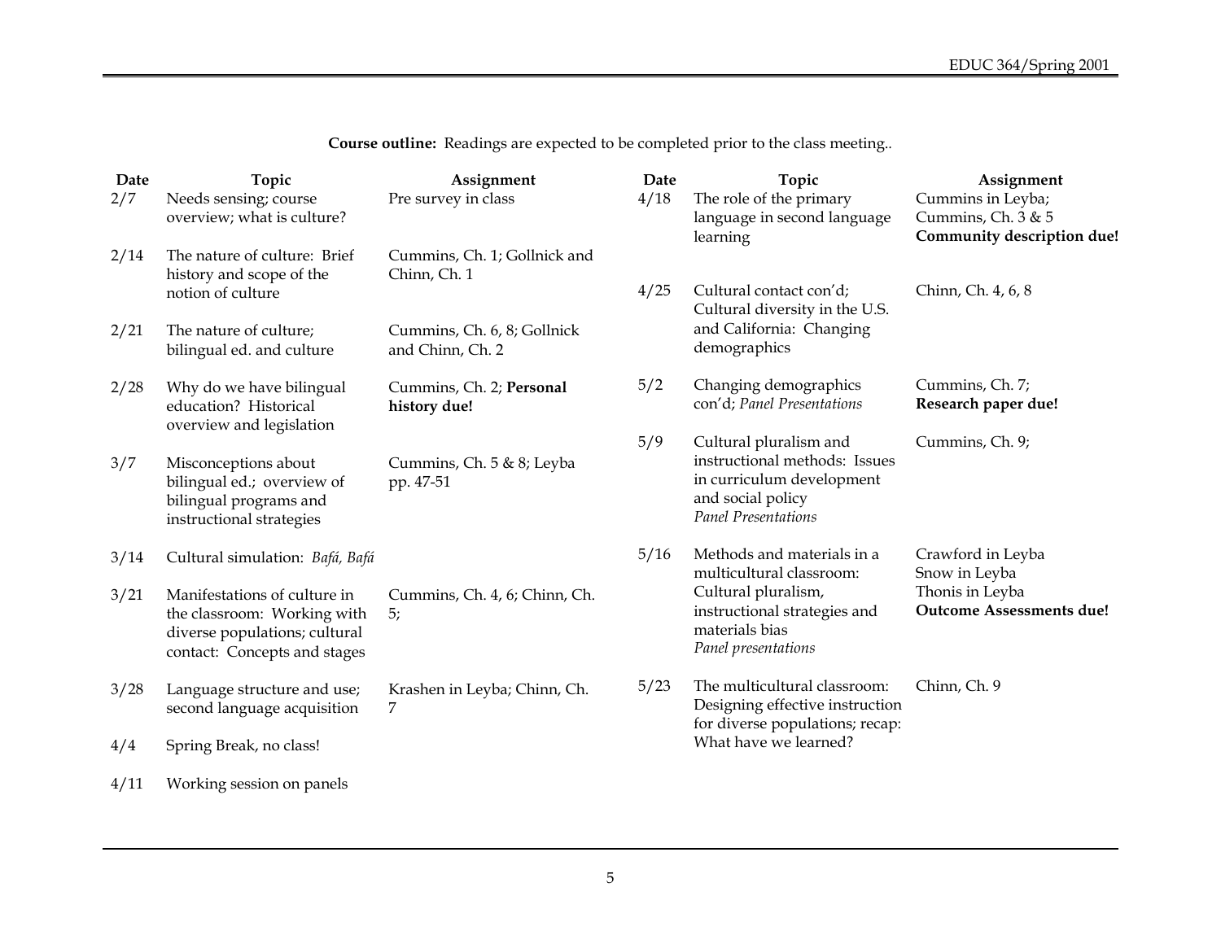**Course outline:** Readings are expected to be completed prior to the class meeting..

| Date | Topic | Assignment |
|---|---|---|
| 2/7 | Needs sensing; course overview; what is culture? | Pre survey in class |
| 2/14 | The nature of culture: Brief history and scope of the notion of culture | Cummins, Ch. 1; Gollnick and Chinn, Ch. 1 |
| 2/21 | The nature of culture; bilingual ed. and culture | Cummins, Ch. 6, 8; Gollnick and Chinn, Ch. 2 |
| 2/28 | Why do we have bilingual education? Historical overview and legislation | Cummins, Ch. 2; **Personal history due!** |
| 3/7 | Misconceptions about bilingual ed.; overview of bilingual programs and instructional strategies | Cummins, Ch. 5 & 8; Leyba pp. 47-51 |
| 3/14 | Cultural simulation: *Bafá, Bafá* | |
| 3/21 | Manifestations of culture in the classroom: Working with diverse populations; cultural contact: Concepts and stages | Cummins, Ch. 4, 6; Chinn, Ch. 5; |
| 3/28 | Language structure and use; second language acquisition | Krashen in Leyba; Chinn, Ch. 7 |
| 4/4 | Spring Break, no class! | |
| 4/11 | Working session on panels | |
| 4/18 | The role of the primary language in second language learning | Cummins in Leyba; Cummins, Ch. 3 & 5 **Community description due!** |
| 4/25 | Cultural contact con'd; Cultural diversity in the U.S. and California: Changing demographics | Chinn, Ch. 4, 6, 8 |
| 5/2 | Changing demographics con'd; *Panel Presentations* | Cummins, Ch. 7; **Research paper due!** |
| 5/9 | Cultural pluralism and instructional methods: Issues in curriculum development and social policy *Panel Presentations* | Cummins, Ch. 9; |
| 5/16 | Methods and materials in a multicultural classroom: Cultural pluralism, instructional strategies and materials bias *Panel presentations* | Crawford in Leyba Snow in Leyba Thonis in Leyba **Outcome Assessments due!** |
| 5/23 | The multicultural classroom: Designing effective instruction for diverse populations; recap: What have we learned? | Chinn, Ch. 9 |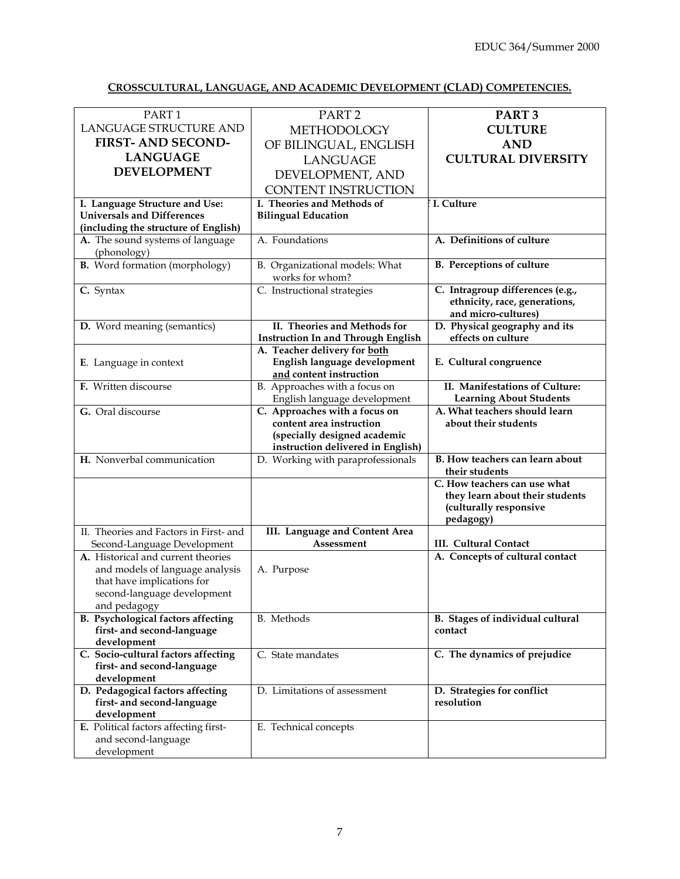## CROSSCULTURAL, LANGUAGE, AND ACADEMIC DEVELOPMENT (CLAD) COMPETENCIES.

| PART 1 LANGUAGE STRUCTURE AND **FIRST- AND SECOND-LANGUAGE DEVELOPMENT** | PART 2 METHODOLOGY OF BILINGUAL, ENGLISH LANGUAGE DEVELOPMENT, AND CONTENT INSTRUCTION | **PART 3 CULTURE AND CULTURAL DIVERSITY** |
|---|---|---|
| **I. Language Structure and Use: Universals and Differences (including the structure of English)** | **I. Theories and Methods of Bilingual Education** | **I. Culture** |
| **A.** The sound systems of language (phonology) | A. Foundations | **A. Definitions of culture** |
| **B.** Word formation (morphology) | B. Organizational models: What works for whom? | **B. Perceptions of culture** |
| **C.** Syntax | C. Instructional strategies | **C. Intragroup differences (e.g., ethnicity, race, generations, and micro-cultures)** |
| **D.** Word meaning (semantics) | **II. Theories and Methods for Instruction In and Through English** | **D. Physical geography and its effects on culture** |
| **E**. Language in context | **A. Teacher delivery for both English language development and content instruction** | **E. Cultural congruence** |
| **F.** Written discourse | B. Approaches with a focus on English language development | **II. Manifestations of Culture: Learning About Students** |
| **G.** Oral discourse | **C. Approaches with a focus on content area instruction (specially designed academic instruction delivered in English)** | **A. What teachers should learn about their students** |
| **H.** Nonverbal communication | D. Working with paraprofessionals | **B. How teachers can learn about their students** |
| | | **C. How teachers can use what they learn about their students (culturally responsive pedagogy)** |
| II. Theories and Factors in First- and Second-Language Development | **III. Language and Content Area Assessment** | **III. Cultural Contact** |
| **A.** Historical and current theories and models of language analysis that have implications for second-language development and pedagogy | A. Purpose | **A. Concepts of cultural contact** |
| **B. Psychological factors affecting first- and second-language development** | B. Methods | **B. Stages of individual cultural contact** |
| **C. Socio-cultural factors affecting first- and second-language development** | C. State mandates | **C. The dynamics of prejudice** |
| **D. Pedagogical factors affecting first- and second-language development** | D. Limitations of assessment | **D. Strategies for conflict resolution** |
| **E.** Political factors affecting first- and second-language development | E. Technical concepts | |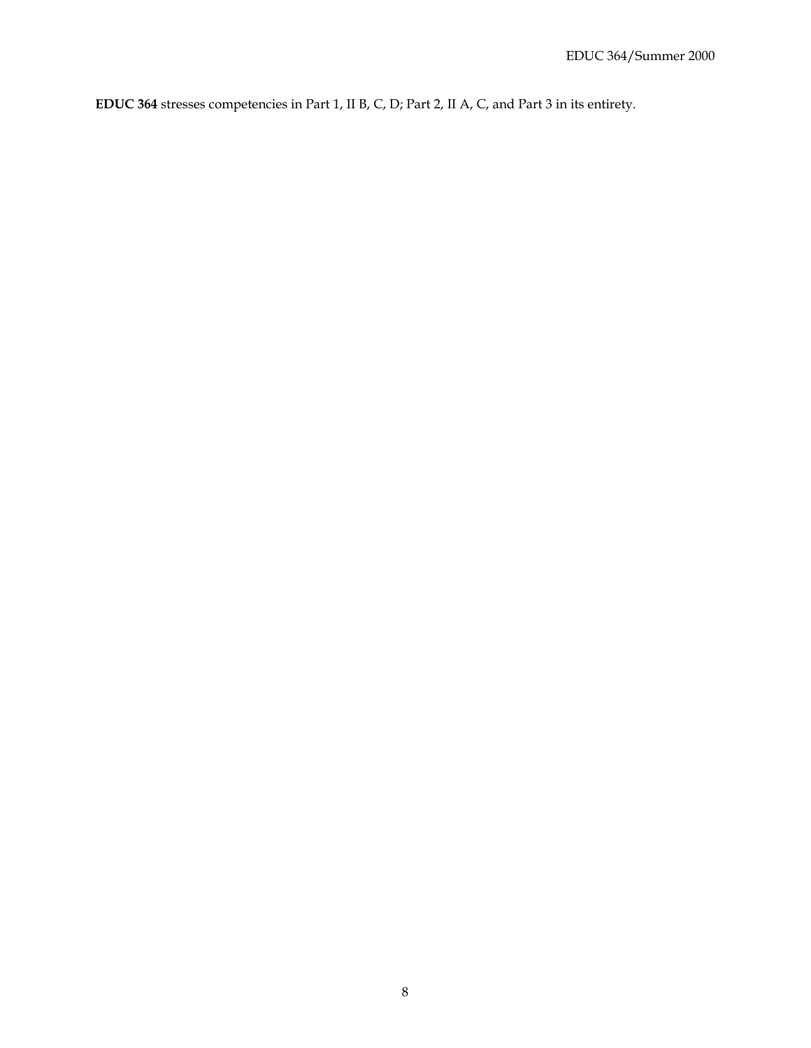**EDUC 364** stresses competencies in Part 1, II B, C, D; Part 2, II A, C, and Part 3 in its entirety.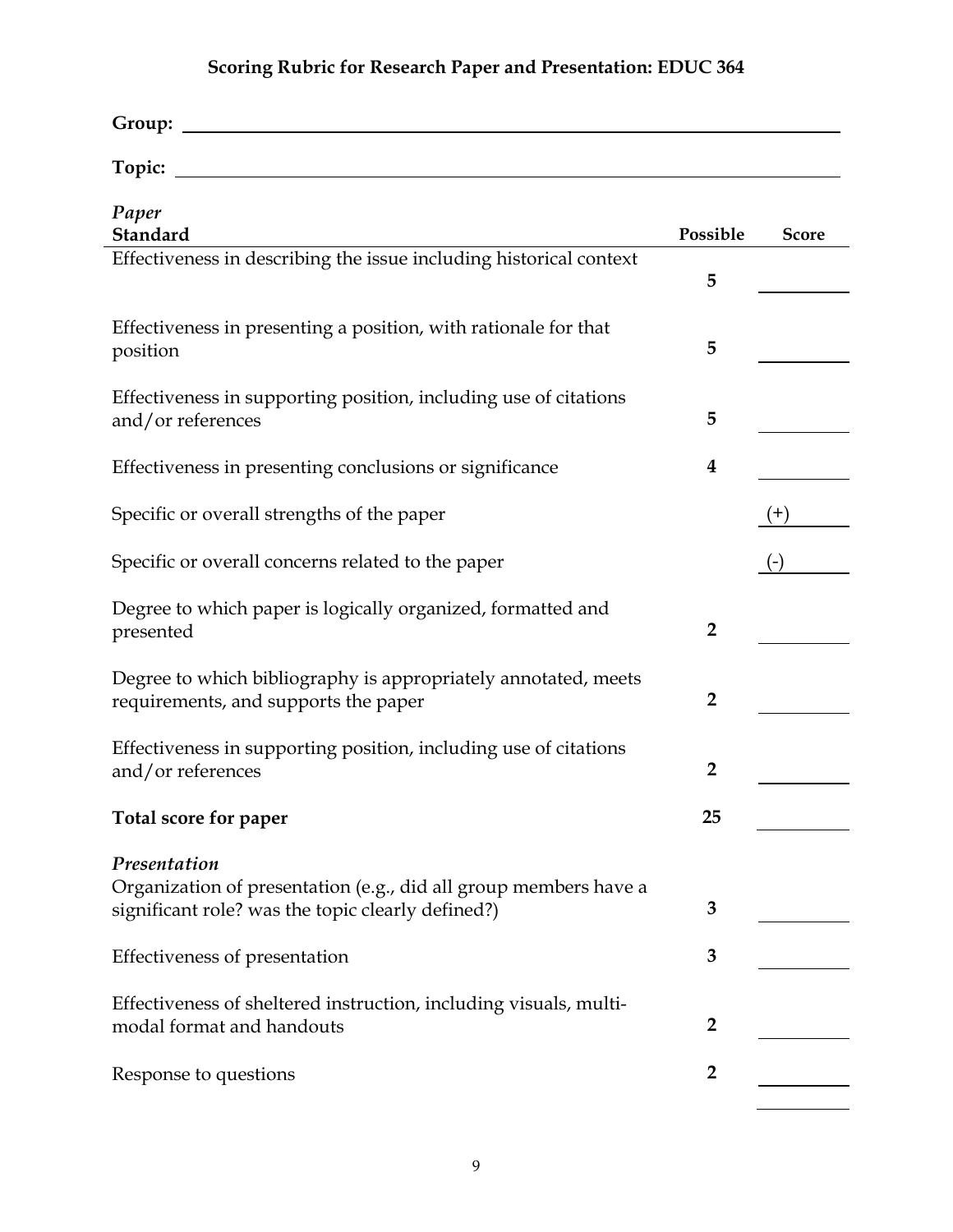# Scoring Rubric for Research Paper and Presentation: EDUC 364

**Group:** ____________________

**Topic:** ____________________

| *Paper*<br>**Standard** | **Possible** | **Score** |
|---|---|---|
| Effectiveness in describing the issue including historical context | **5** | |
| Effectiveness in presenting a position, with rationale for that position | **5** | |
| Effectiveness in supporting position, including use of citations and/or references | **5** | |
| Effectiveness in presenting conclusions or significance | **4** | |
| Specific or overall strengths of the paper | | (+) |
| Specific or overall concerns related to the paper | | (-) |
| Degree to which paper is logically organized, formatted and presented | **2** | |
| Degree to which bibliography is appropriately annotated, meets requirements, and supports the paper | **2** | |
| Effectiveness in supporting position, including use of citations and/or references | **2** | |
| **Total score for paper** | **25** | |
| ***Presentation***<br>Organization of presentation (e.g., did all group members have a significant role? was the topic clearly defined?) | **3** | |
| Effectiveness of presentation | **3** | |
| Effectiveness of sheltered instruction, including visuals, multi-modal format and handouts | **2** | |
| Response to questions | **2** | |
| | | |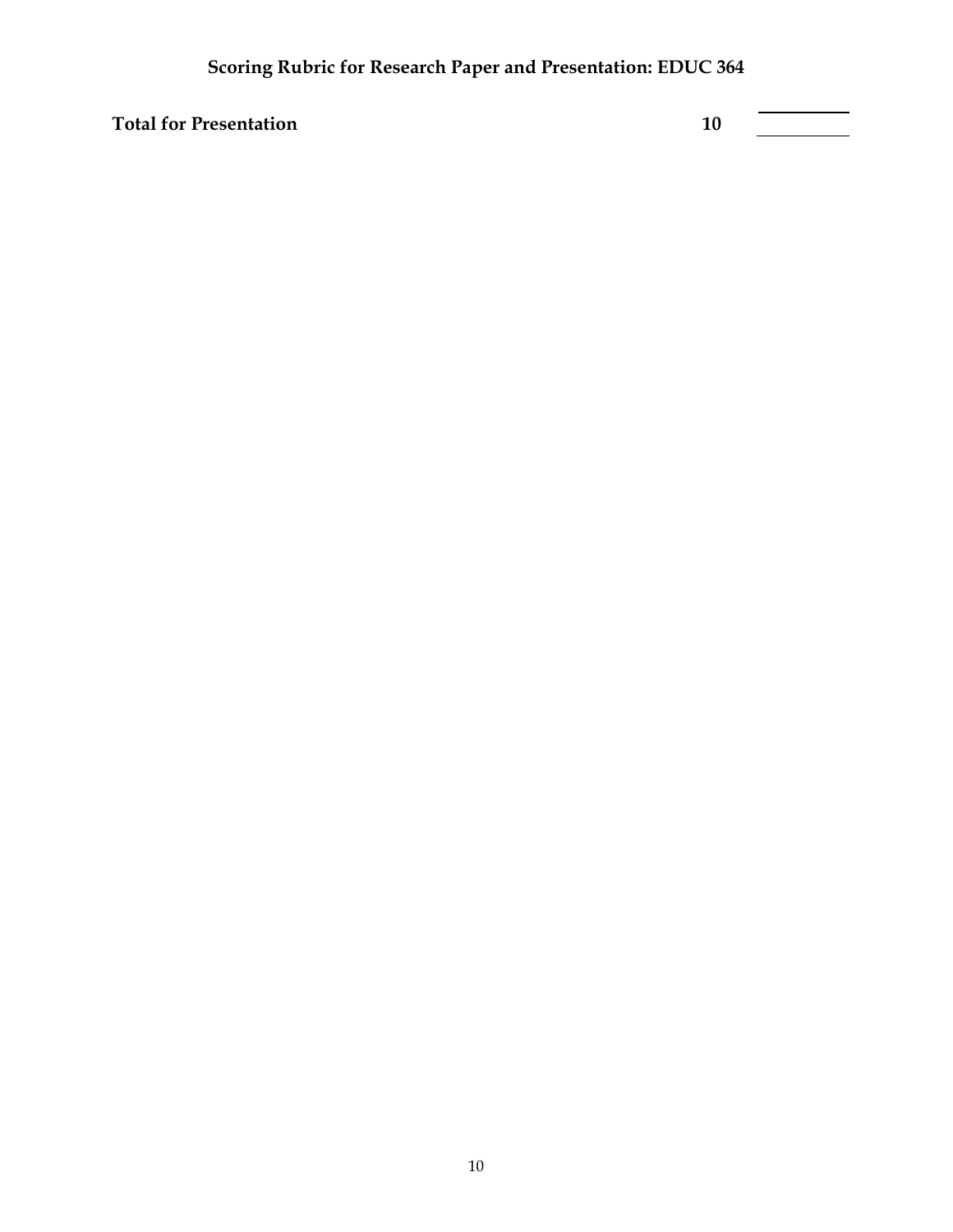## Scoring Rubric for Research Paper and Presentation: EDUC 364

**Total for Presentation** **10** ________